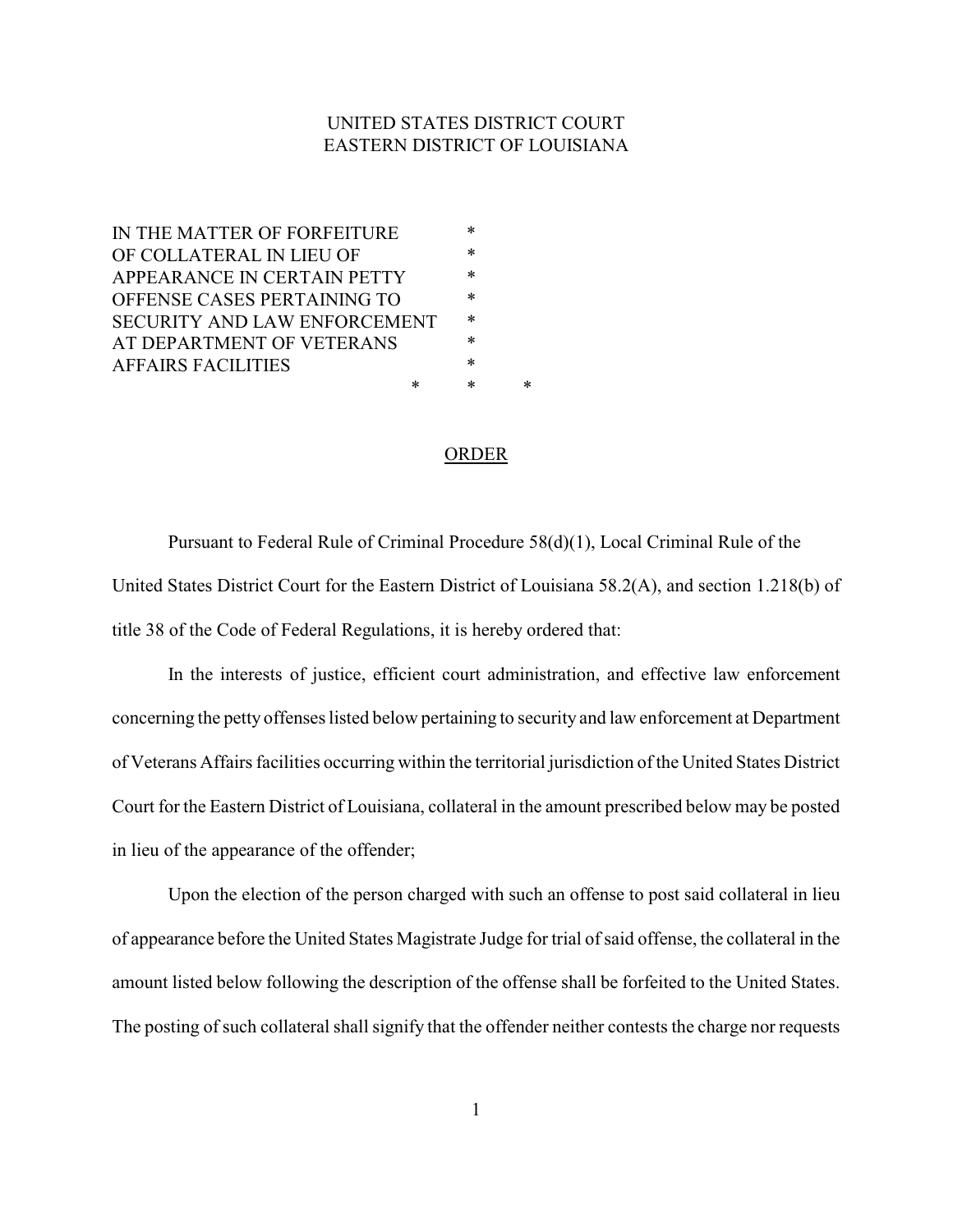UNITED STATES DISTRICT COURT
EASTERN DISTRICT OF LOUISIANA

IN THE MATTER OF FORFEITURE *
OF COLLATERAL IN LIEU OF *
APPEARANCE IN CERTAIN PETTY *
OFFENSE CASES PERTAINING TO *
SECURITY AND LAW ENFORCEMENT *
AT DEPARTMENT OF VETERANS *
AFFAIRS FACILITIES *

\* \* \*

## ORDER

Pursuant to Federal Rule of Criminal Procedure 58(d)(1), Local Criminal Rule of the United States District Court for the Eastern District of Louisiana 58.2(A), and section 1.218(b) of title 38 of the Code of Federal Regulations, it is hereby ordered that:

In the interests of justice, efficient court administration, and effective law enforcement concerning the petty offenses listed below pertaining to security and law enforcement at Department of Veterans Affairs facilities occurring within the territorial jurisdiction of the United States District Court for the Eastern District of Louisiana, collateral in the amount prescribed below may be posted in lieu of the appearance of the offender;

Upon the election of the person charged with such an offense to post said collateral in lieu of appearance before the United States Magistrate Judge for trial of said offense, the collateral in the amount listed below following the description of the offense shall be forfeited to the United States. The posting of such collateral shall signify that the offender neither contests the charge nor requests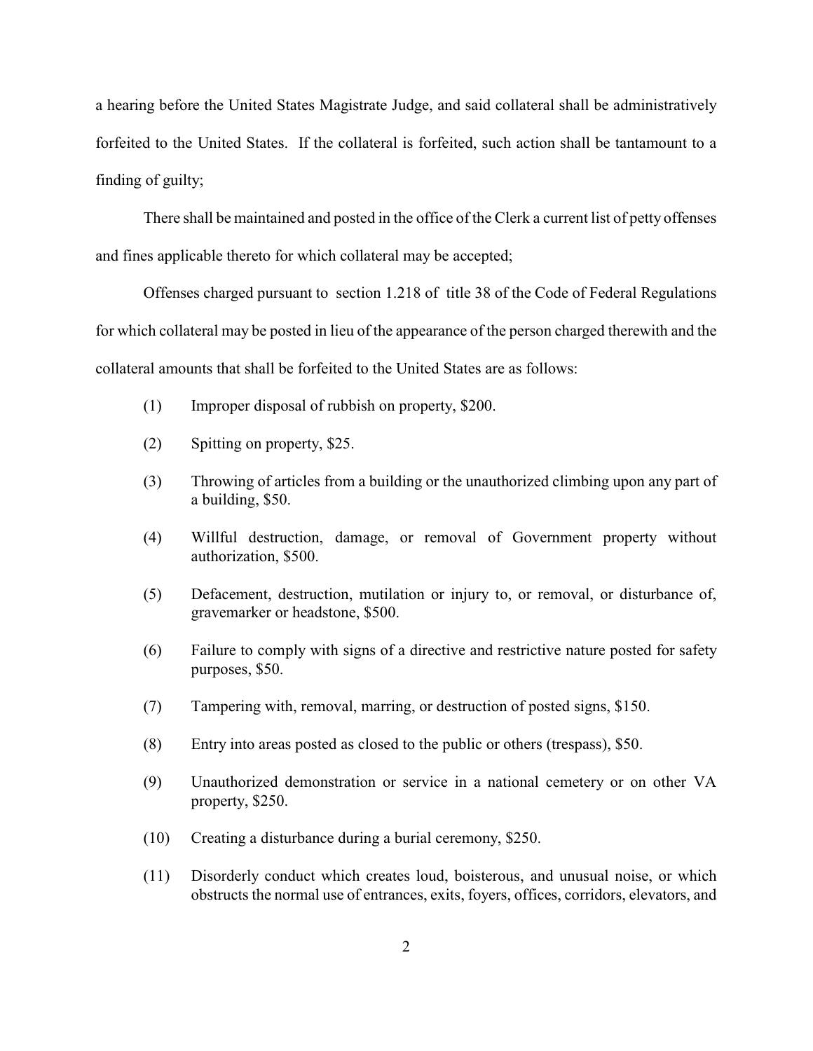a hearing before the United States Magistrate Judge, and said collateral shall be administratively forfeited to the United States. If the collateral is forfeited, such action shall be tantamount to a finding of guilty;

There shall be maintained and posted in the office of the Clerk a current list of petty offenses and fines applicable thereto for which collateral may be accepted;

Offenses charged pursuant to section 1.218 of title 38 of the Code of Federal Regulations for which collateral may be posted in lieu of the appearance of the person charged therewith and the collateral amounts that shall be forfeited to the United States are as follows:

(1) Improper disposal of rubbish on property, $200.

(2) Spitting on property, $25.

(3) Throwing of articles from a building or the unauthorized climbing upon any part of a building, $50.

(4) Willful destruction, damage, or removal of Government property without authorization, $500.

(5) Defacement, destruction, mutilation or injury to, or removal, or disturbance of, gravemarker or headstone, $500.

(6) Failure to comply with signs of a directive and restrictive nature posted for safety purposes, $50.

(7) Tampering with, removal, marring, or destruction of posted signs, $150.

(8) Entry into areas posted as closed to the public or others (trespass), $50.

(9) Unauthorized demonstration or service in a national cemetery or on other VA property, $250.

(10) Creating a disturbance during a burial ceremony, $250.

(11) Disorderly conduct which creates loud, boisterous, and unusual noise, or which obstructs the normal use of entrances, exits, foyers, offices, corridors, elevators, and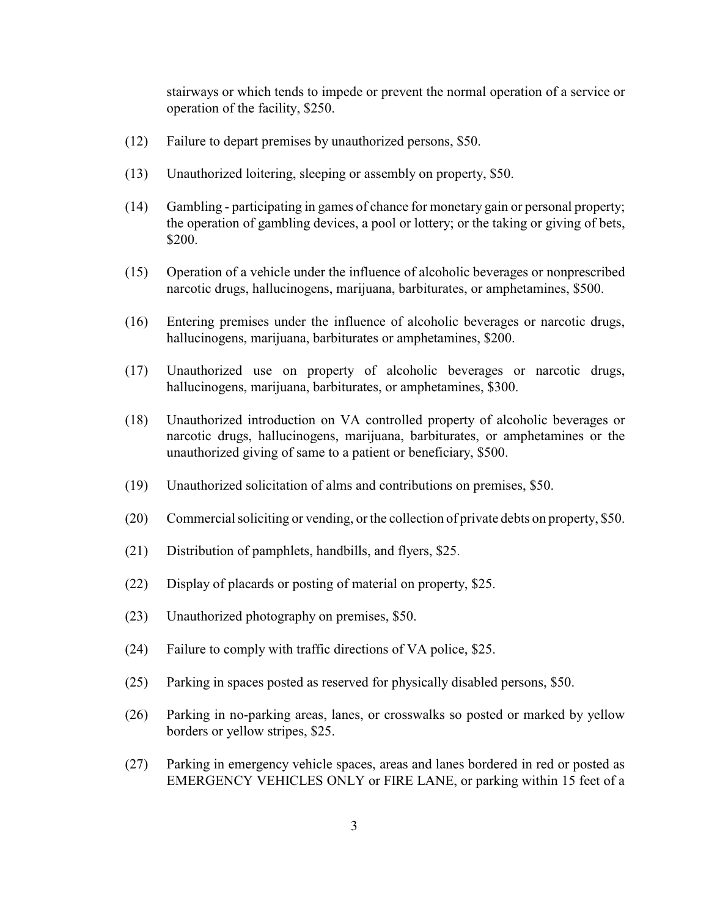stairways or which tends to impede or prevent the normal operation of a service or operation of the facility, $250.

(12) Failure to depart premises by unauthorized persons, $50.

(13) Unauthorized loitering, sleeping or assembly on property, $50.

(14) Gambling - participating in games of chance for monetary gain or personal property; the operation of gambling devices, a pool or lottery; or the taking or giving of bets, $200.

(15) Operation of a vehicle under the influence of alcoholic beverages or nonprescribed narcotic drugs, hallucinogens, marijuana, barbiturates, or amphetamines, $500.

(16) Entering premises under the influence of alcoholic beverages or narcotic drugs, hallucinogens, marijuana, barbiturates or amphetamines, $200.

(17) Unauthorized use on property of alcoholic beverages or narcotic drugs, hallucinogens, marijuana, barbiturates, or amphetamines, $300.

(18) Unauthorized introduction on VA controlled property of alcoholic beverages or narcotic drugs, hallucinogens, marijuana, barbiturates, or amphetamines or the unauthorized giving of same to a patient or beneficiary, $500.

(19) Unauthorized solicitation of alms and contributions on premises, $50.

(20) Commercial soliciting or vending, or the collection of private debts on property, $50.

(21) Distribution of pamphlets, handbills, and flyers, $25.

(22) Display of placards or posting of material on property, $25.

(23) Unauthorized photography on premises, $50.

(24) Failure to comply with traffic directions of VA police, $25.

(25) Parking in spaces posted as reserved for physically disabled persons, $50.

(26) Parking in no-parking areas, lanes, or crosswalks so posted or marked by yellow borders or yellow stripes, $25.

(27) Parking in emergency vehicle spaces, areas and lanes bordered in red or posted as EMERGENCY VEHICLES ONLY or FIRE LANE, or parking within 15 feet of a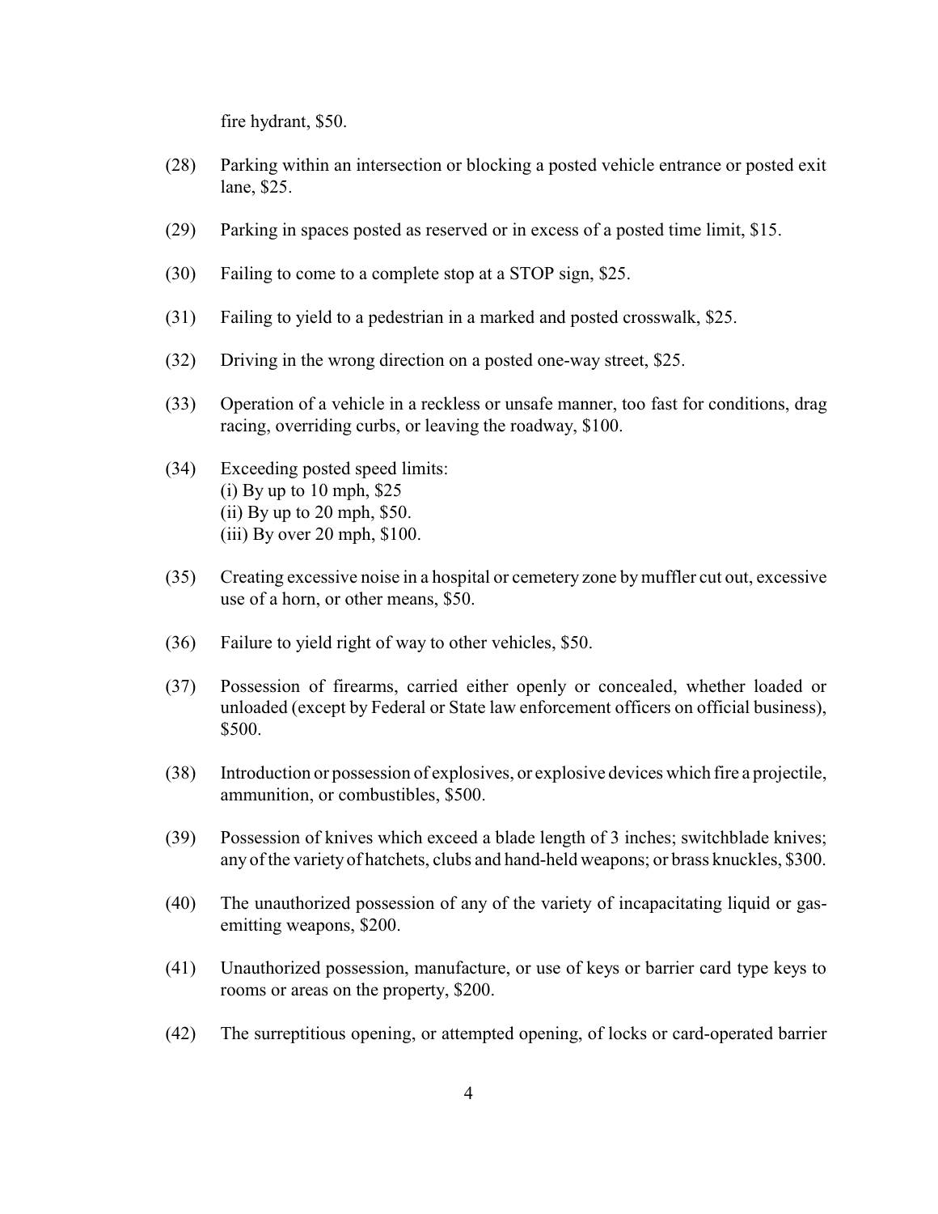fire hydrant, $50.

(28) Parking within an intersection or blocking a posted vehicle entrance or posted exit lane, $25.

(29) Parking in spaces posted as reserved or in excess of a posted time limit, $15.

(30) Failing to come to a complete stop at a STOP sign, $25.

(31) Failing to yield to a pedestrian in a marked and posted crosswalk, $25.

(32) Driving in the wrong direction on a posted one-way street, $25.

(33) Operation of a vehicle in a reckless or unsafe manner, too fast for conditions, drag racing, overriding curbs, or leaving the roadway, $100.

(34) Exceeding posted speed limits:
(i) By up to 10 mph, $25
(ii) By up to 20 mph, $50.
(iii) By over 20 mph, $100.

(35) Creating excessive noise in a hospital or cemetery zone by muffler cut out, excessive use of a horn, or other means, $50.

(36) Failure to yield right of way to other vehicles, $50.

(37) Possession of firearms, carried either openly or concealed, whether loaded or unloaded (except by Federal or State law enforcement officers on official business), $500.

(38) Introduction or possession of explosives, or explosive devices which fire a projectile, ammunition, or combustibles, $500.

(39) Possession of knives which exceed a blade length of 3 inches; switchblade knives; any of the variety of hatchets, clubs and hand-held weapons; or brass knuckles, $300.

(40) The unauthorized possession of any of the variety of incapacitating liquid or gas-emitting weapons, $200.

(41) Unauthorized possession, manufacture, or use of keys or barrier card type keys to rooms or areas on the property, $200.

(42) The surreptitious opening, or attempted opening, of locks or card-operated barrier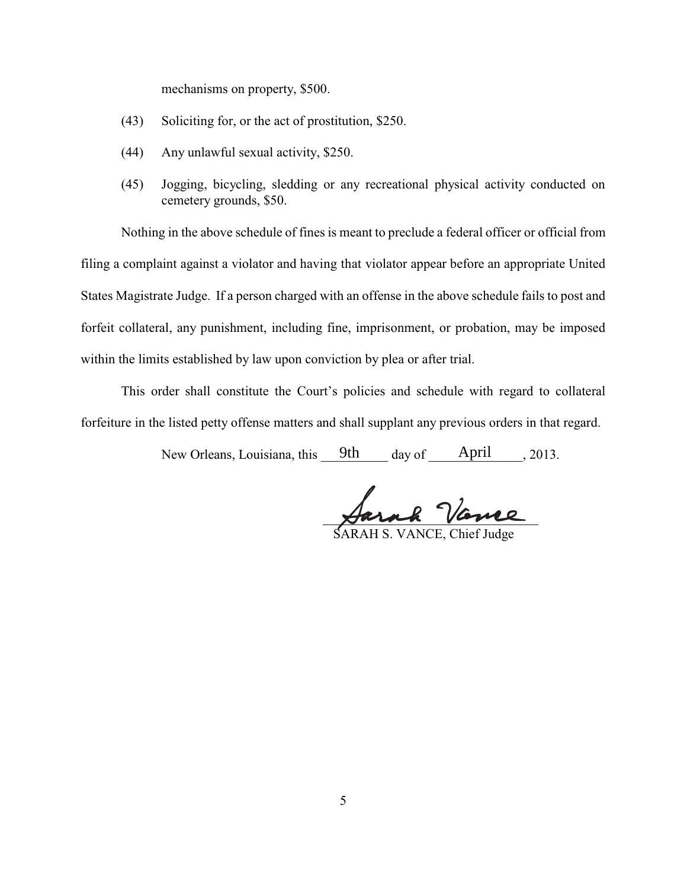mechanisms on property, $500.

(43) Soliciting for, or the act of prostitution, $250.

(44) Any unlawful sexual activity, $250.

(45) Jogging, bicycling, sledding or any recreational physical activity conducted on cemetery grounds, $50.

Nothing in the above schedule of fines is meant to preclude a federal officer or official from filing a complaint against a violator and having that violator appear before an appropriate United States Magistrate Judge. If a person charged with an offense in the above schedule fails to post and forfeit collateral, any punishment, including fine, imprisonment, or probation, may be imposed within the limits established by law upon conviction by plea or after trial.

This order shall constitute the Court's policies and schedule with regard to collateral forfeiture in the listed petty offense matters and shall supplant any previous orders in that regard.

New Orleans, Louisiana, this 9th day of April, 2013.

Sarah Vance

SARAH S. VANCE, Chief Judge